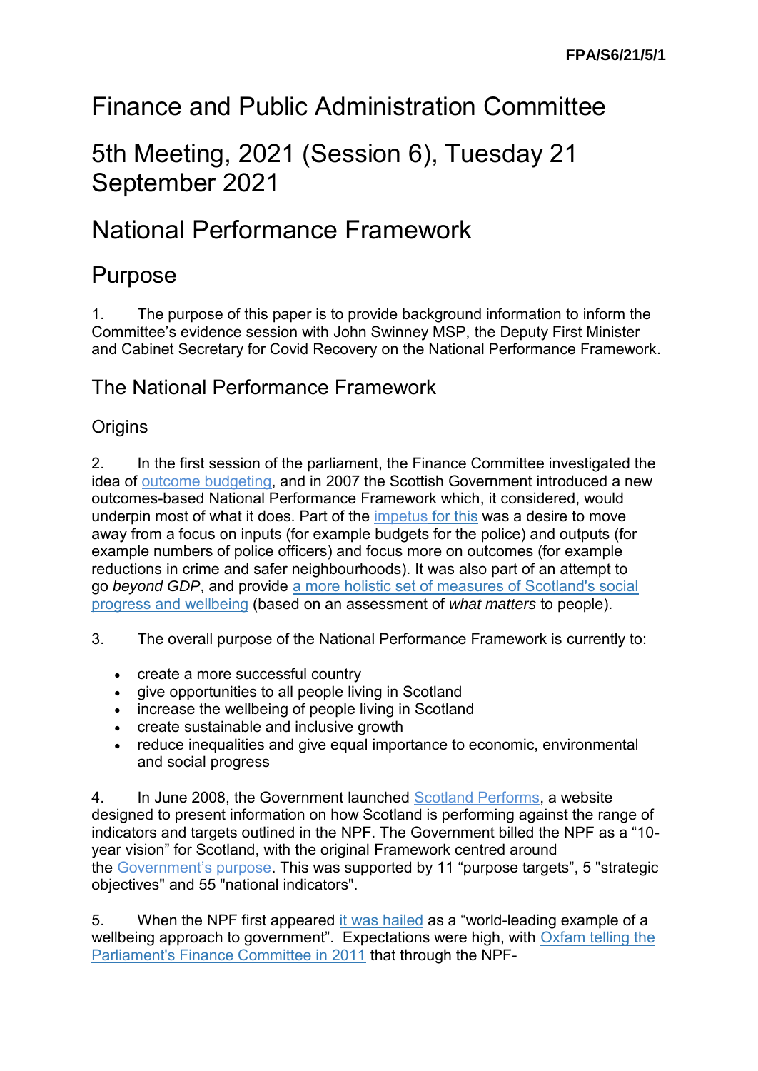FPA/S6/21/5/1

# Finance and Public Administration Committee

# 5th Meeting, 2021 (Session 6), Tuesday 21 September 2021

# National Performance Framework

## Purpose

1. The purpose of this paper is to provide background information to inform the Committee's evidence session with John Swinney MSP, the Deputy First Minister and Cabinet Secretary for Covid Recovery on the National Performance Framework.

## The National Performance Framework

### Origins

2. In the first session of the parliament, the Finance Committee investigated the idea of outcome budgeting, and in 2007 the Scottish Government introduced a new outcomes-based National Performance Framework which, it considered, would underpin most of what it does. Part of the impetus for this was a desire to move away from a focus on inputs (for example budgets for the police) and outputs (for example numbers of police officers) and focus more on outcomes (for example reductions in crime and safer neighbourhoods). It was also part of an attempt to go *beyond GDP*, and provide a more holistic set of measures of Scotland's social progress and wellbeing (based on an assessment of *what matters* to people).

3. The overall purpose of the National Performance Framework is currently to:

- create a more successful country
- give opportunities to all people living in Scotland
- increase the wellbeing of people living in Scotland
- create sustainable and inclusive growth
- reduce inequalities and give equal importance to economic, environmental and social progress

4. In June 2008, the Government launched Scotland Performs, a website designed to present information on how Scotland is performing against the range of indicators and targets outlined in the NPF. The Government billed the NPF as a "10-year vision" for Scotland, with the original Framework centred around the Government's purpose. This was supported by 11 "purpose targets", 5 "strategic objectives" and 55 "national indicators".

5. When the NPF first appeared it was hailed as a "world-leading example of a wellbeing approach to government". Expectations were high, with Oxfam telling the Parliament's Finance Committee in 2011 that through the NPF-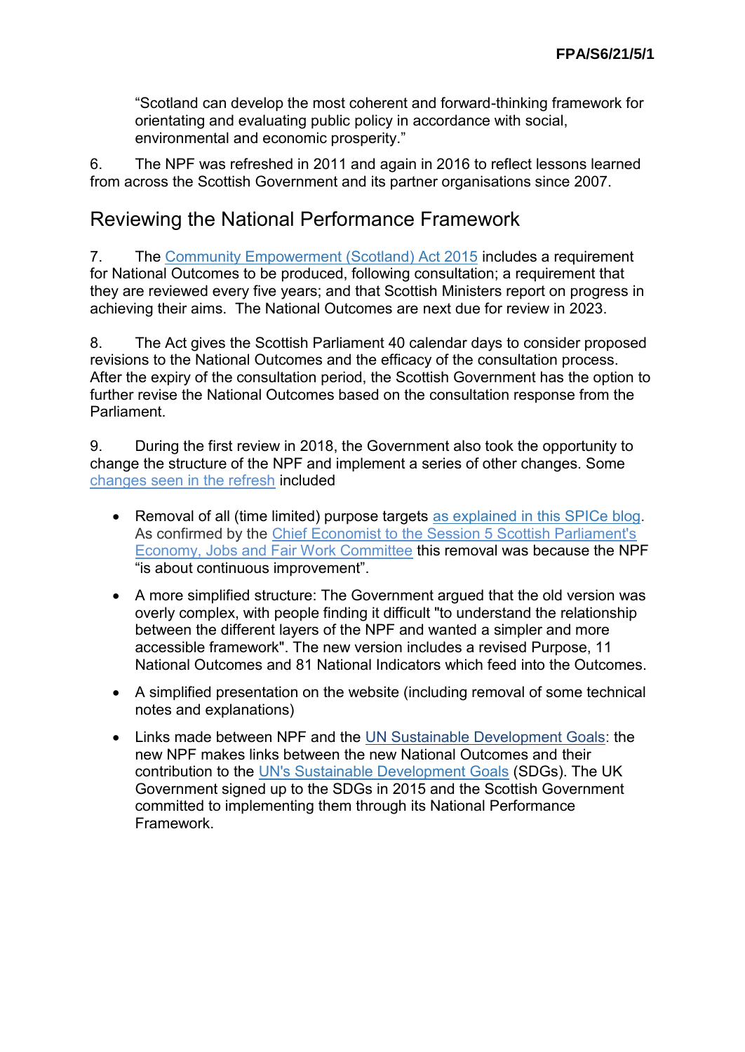"Scotland can develop the most coherent and forward-thinking framework for orientating and evaluating public policy in accordance with social, environmental and economic prosperity."

6. The NPF was refreshed in 2011 and again in 2016 to reflect lessons learned from across the Scottish Government and its partner organisations since 2007.

## Reviewing the National Performance Framework

7. The Community Empowerment (Scotland) Act 2015 includes a requirement for National Outcomes to be produced, following consultation; a requirement that they are reviewed every five years; and that Scottish Ministers report on progress in achieving their aims. The National Outcomes are next due for review in 2023.

8. The Act gives the Scottish Parliament 40 calendar days to consider proposed revisions to the National Outcomes and the efficacy of the consultation process. After the expiry of the consultation period, the Scottish Government has the option to further revise the National Outcomes based on the consultation response from the Parliament.

9. During the first review in 2018, the Government also took the opportunity to change the structure of the NPF and implement a series of other changes. Some changes seen in the refresh included

- Removal of all (time limited) purpose targets as explained in this SPICe blog. As confirmed by the Chief Economist to the Session 5 Scottish Parliament's Economy, Jobs and Fair Work Committee this removal was because the NPF "is about continuous improvement".
- A more simplified structure: The Government argued that the old version was overly complex, with people finding it difficult "to understand the relationship between the different layers of the NPF and wanted a simpler and more accessible framework". The new version includes a revised Purpose, 11 National Outcomes and 81 National Indicators which feed into the Outcomes.
- A simplified presentation on the website (including removal of some technical notes and explanations)
- Links made between NPF and the UN Sustainable Development Goals: the new NPF makes links between the new National Outcomes and their contribution to the UN's Sustainable Development Goals (SDGs). The UK Government signed up to the SDGs in 2015 and the Scottish Government committed to implementing them through its National Performance Framework.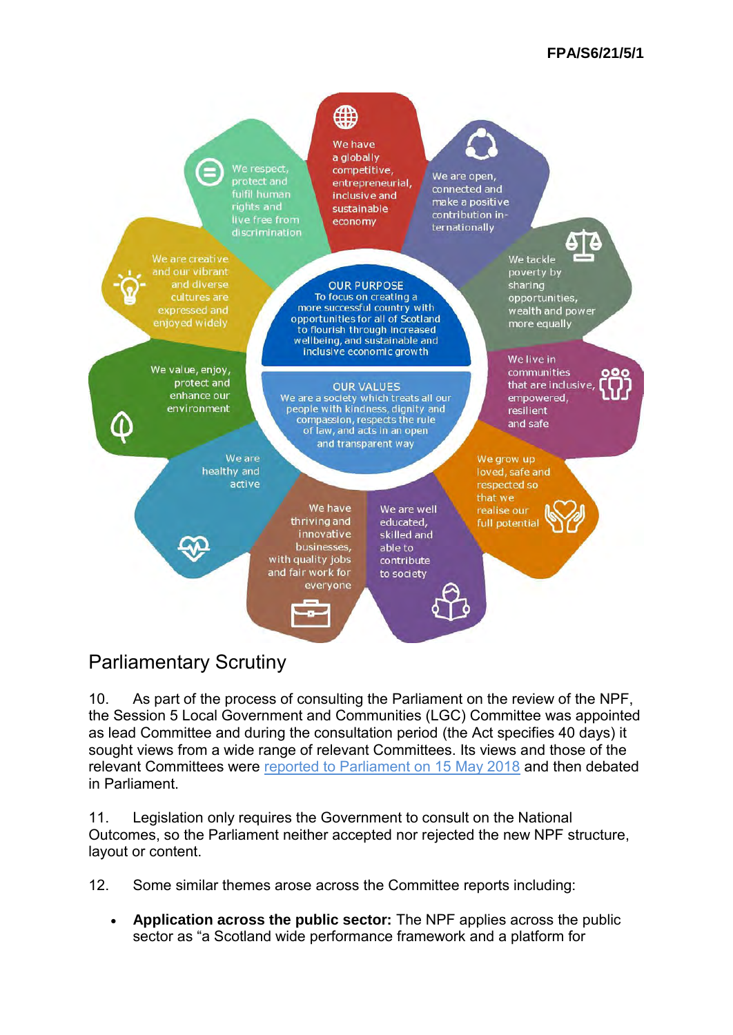OUR PURPOSE
To focus on creating a more successful country with opportunities for all of Scotland to flourish through increased wellbeing, and sustainable and inclusive economic growth

OUR VALUES
We are a society which treats all our people with kindness, dignity and compassion, respects the rule of law, and acts in an open and transparent way

- We have a globally competitive, entrepreneurial, inclusive and sustainable economy
- We are open, connected and make a positive contribution internationally
- We tackle poverty by sharing opportunities, wealth and power more equally
- We live in communities that are inclusive, empowered, resilient and safe
- We grow up loved, safe and respected so that we realise our full potential
- We are well educated, skilled and able to contribute to society
- We have thriving and innovative businesses, with quality jobs and fair work for everyone
- We are healthy and active
- We value, enjoy, protect and enhance our environment
- We are creative and our vibrant and diverse cultures are expressed and enjoyed widely
- We respect, protect and fulfil human rights and live free from discrimination

## Parliamentary Scrutiny

10. As part of the process of consulting the Parliament on the review of the NPF, the Session 5 Local Government and Communities (LGC) Committee was appointed as lead Committee and during the consultation period (the Act specifies 40 days) it sought views from a wide range of relevant Committees. Its views and those of the relevant Committees were reported to Parliament on 15 May 2018 and then debated in Parliament.

11. Legislation only requires the Government to consult on the National Outcomes, so the Parliament neither accepted nor rejected the new NPF structure, layout or content.

12. Some similar themes arose across the Committee reports including:

- **Application across the public sector:** The NPF applies across the public sector as "a Scotland wide performance framework and a platform for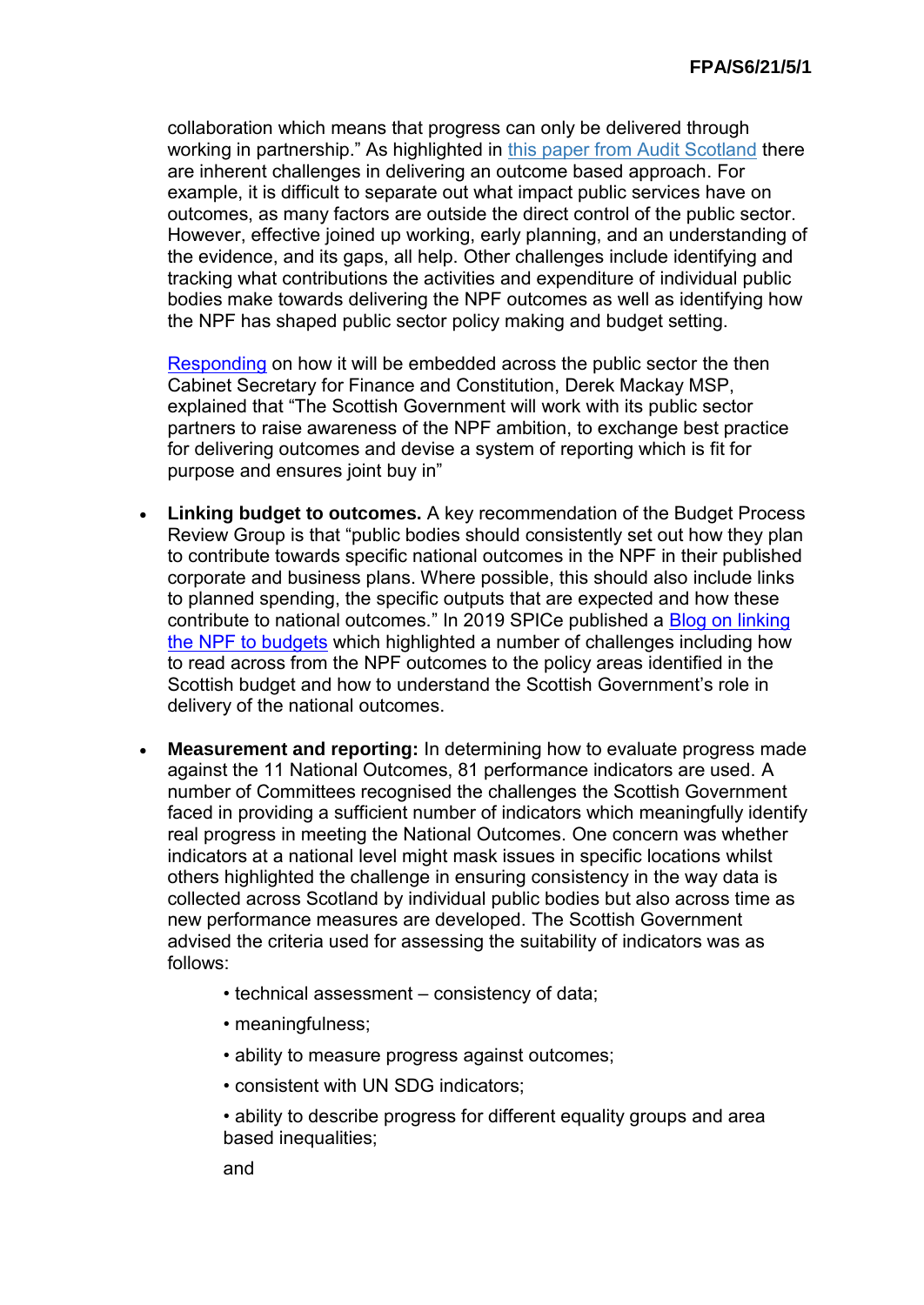collaboration which means that progress can only be delivered through working in partnership." As highlighted in this paper from Audit Scotland there are inherent challenges in delivering an outcome based approach. For example, it is difficult to separate out what impact public services have on outcomes, as many factors are outside the direct control of the public sector. However, effective joined up working, early planning, and an understanding of the evidence, and its gaps, all help. Other challenges include identifying and tracking what contributions the activities and expenditure of individual public bodies make towards delivering the NPF outcomes as well as identifying how the NPF has shaped public sector policy making and budget setting.

Responding on how it will be embedded across the public sector the then Cabinet Secretary for Finance and Constitution, Derek Mackay MSP, explained that "The Scottish Government will work with its public sector partners to raise awareness of the NPF ambition, to exchange best practice for delivering outcomes and devise a system of reporting which is fit for purpose and ensures joint buy in"

- **Linking budget to outcomes.** A key recommendation of the Budget Process Review Group is that "public bodies should consistently set out how they plan to contribute towards specific national outcomes in the NPF in their published corporate and business plans. Where possible, this should also include links to planned spending, the specific outputs that are expected and how these contribute to national outcomes." In 2019 SPICe published a Blog on linking the NPF to budgets which highlighted a number of challenges including how to read across from the NPF outcomes to the policy areas identified in the Scottish budget and how to understand the Scottish Government's role in delivery of the national outcomes.

- **Measurement and reporting:** In determining how to evaluate progress made against the 11 National Outcomes, 81 performance indicators are used. A number of Committees recognised the challenges the Scottish Government faced in providing a sufficient number of indicators which meaningfully identify real progress in meeting the National Outcomes. One concern was whether indicators at a national level might mask issues in specific locations whilst others highlighted the challenge in ensuring consistency in the way data is collected across Scotland by individual public bodies but also across time as new performance measures are developed. The Scottish Government advised the criteria used for assessing the suitability of indicators was as follows:

  • technical assessment – consistency of data;

  • meaningfulness;

  • ability to measure progress against outcomes;

  • consistent with UN SDG indicators;

  • ability to describe progress for different equality groups and area based inequalities;

  and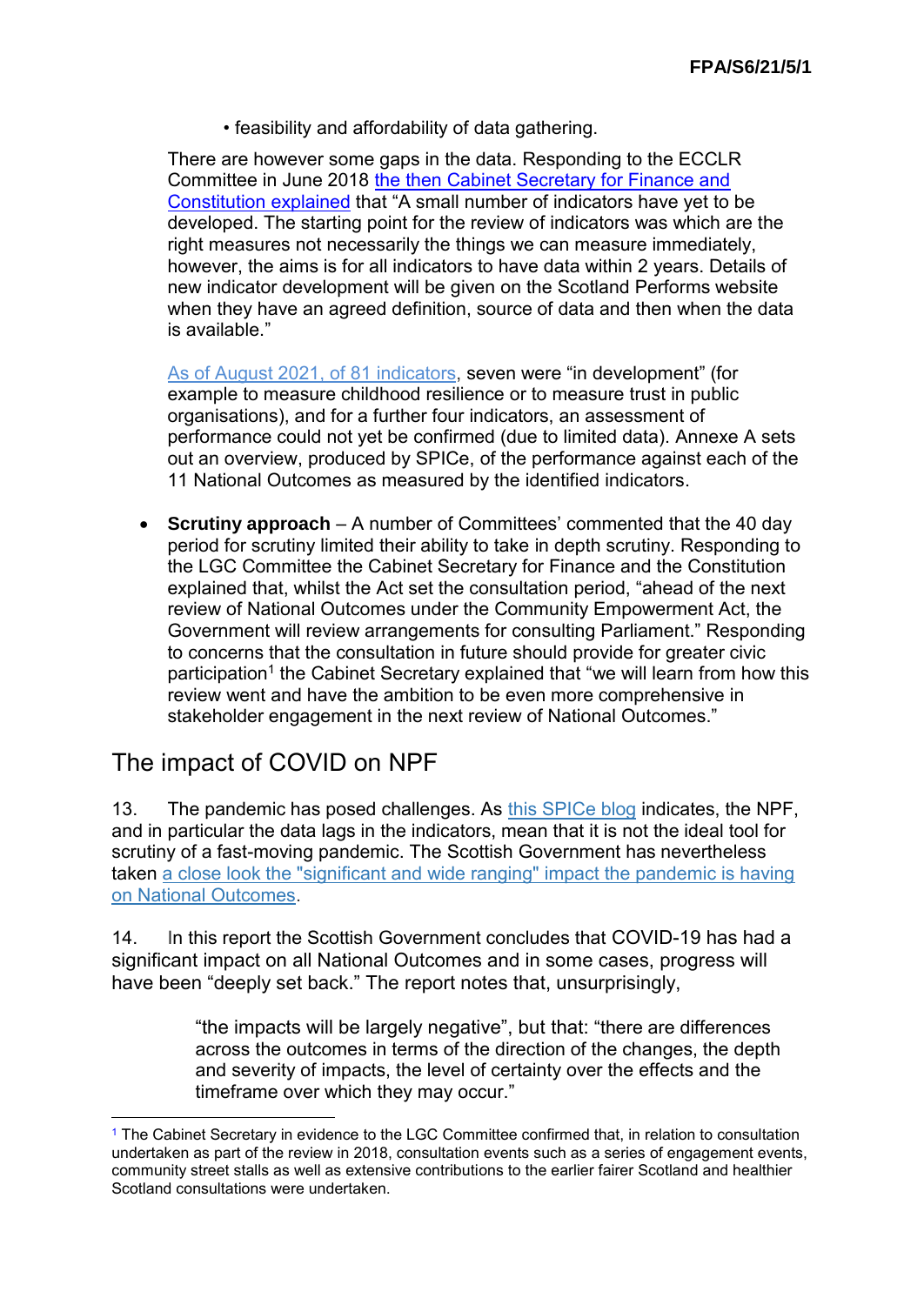- feasibility and affordability of data gathering.

There are however some gaps in the data. Responding to the ECCLR Committee in June 2018 the then Cabinet Secretary for Finance and Constitution explained that "A small number of indicators have yet to be developed. The starting point for the review of indicators was which are the right measures not necessarily the things we can measure immediately, however, the aims is for all indicators to have data within 2 years. Details of new indicator development will be given on the Scotland Performs website when they have an agreed definition, source of data and then when the data is available."

As of August 2021, of 81 indicators, seven were "in development" (for example to measure childhood resilience or to measure trust in public organisations), and for a further four indicators, an assessment of performance could not yet be confirmed (due to limited data). Annexe A sets out an overview, produced by SPICe, of the performance against each of the 11 National Outcomes as measured by the identified indicators.

- **Scrutiny approach** – A number of Committees' commented that the 40 day period for scrutiny limited their ability to take in depth scrutiny. Responding to the LGC Committee the Cabinet Secretary for Finance and the Constitution explained that, whilst the Act set the consultation period, "ahead of the next review of National Outcomes under the Community Empowerment Act, the Government will review arrangements for consulting Parliament." Responding to concerns that the consultation in future should provide for greater civic participation[1] the Cabinet Secretary explained that "we will learn from how this review went and have the ambition to be even more comprehensive in stakeholder engagement in the next review of National Outcomes."

## The impact of COVID on NPF

13. The pandemic has posed challenges. As this SPICe blog indicates, the NPF, and in particular the data lags in the indicators, mean that it is not the ideal tool for scrutiny of a fast-moving pandemic. The Scottish Government has nevertheless taken a close look the "significant and wide ranging" impact the pandemic is having on National Outcomes.

14. In this report the Scottish Government concludes that COVID-19 has had a significant impact on all National Outcomes and in some cases, progress will have been "deeply set back." The report notes that, unsurprisingly,

> "the impacts will be largely negative", but that: "there are differences across the outcomes in terms of the direction of the changes, the depth and severity of impacts, the level of certainty over the effects and the timeframe over which they may occur."

[1] The Cabinet Secretary in evidence to the LGC Committee confirmed that, in relation to consultation undertaken as part of the review in 2018, consultation events such as a series of engagement events, community street stalls as well as extensive contributions to the earlier fairer Scotland and healthier Scotland consultations were undertaken.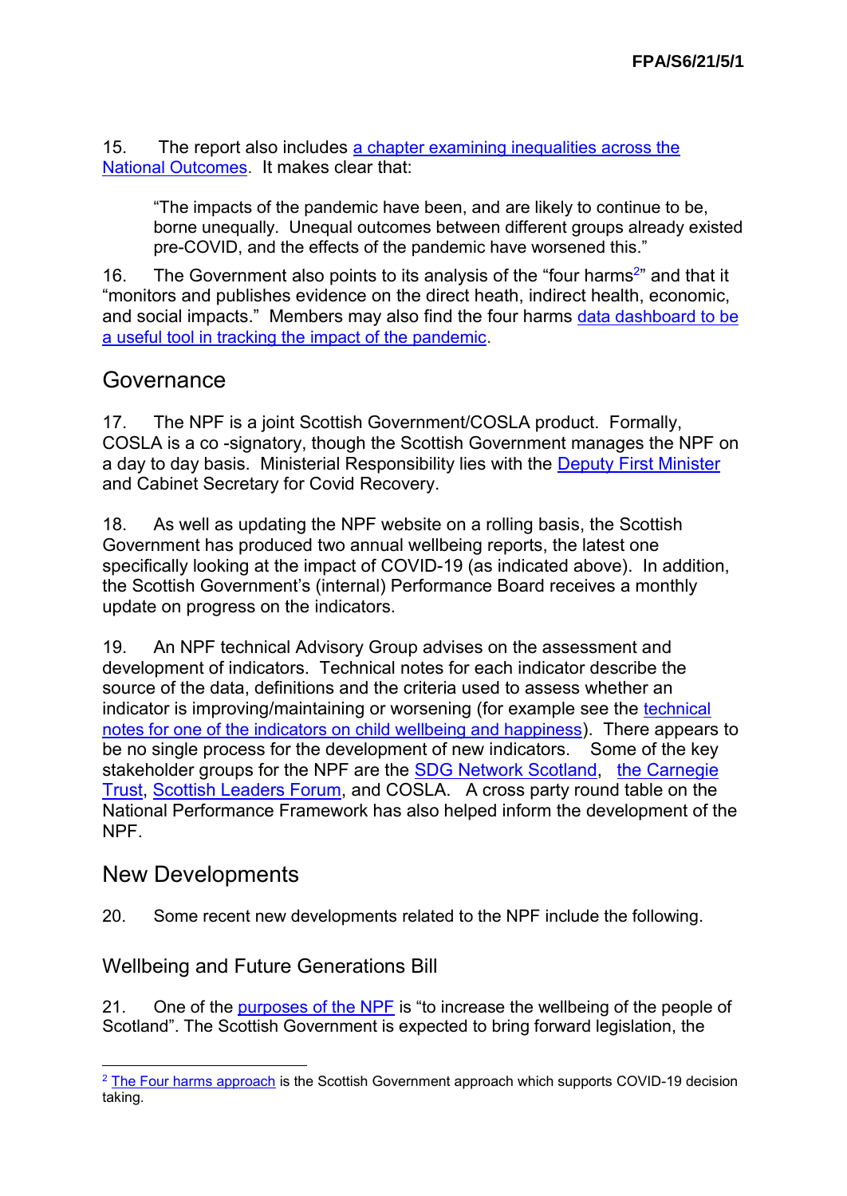15. The report also includes a chapter examining inequalities across the National Outcomes. It makes clear that:

> "The impacts of the pandemic have been, and are likely to continue to be, borne unequally. Unequal outcomes between different groups already existed pre-COVID, and the effects of the pandemic have worsened this."

16. The Government also points to its analysis of the "four harms[2]" and that it "monitors and publishes evidence on the direct heath, indirect health, economic, and social impacts." Members may also find the four harms data dashboard to be a useful tool in tracking the impact of the pandemic.

## Governance

17. The NPF is a joint Scottish Government/COSLA product. Formally, COSLA is a co -signatory, though the Scottish Government manages the NPF on a day to day basis. Ministerial Responsibility lies with the Deputy First Minister and Cabinet Secretary for Covid Recovery.

18. As well as updating the NPF website on a rolling basis, the Scottish Government has produced two annual wellbeing reports, the latest one specifically looking at the impact of COVID-19 (as indicated above). In addition, the Scottish Government's (internal) Performance Board receives a monthly update on progress on the indicators.

19. An NPF technical Advisory Group advises on the assessment and development of indicators. Technical notes for each indicator describe the source of the data, definitions and the criteria used to assess whether an indicator is improving/maintaining or worsening (for example see the technical notes for one of the indicators on child wellbeing and happiness). There appears to be no single process for the development of new indicators. Some of the key stakeholder groups for the NPF are the SDG Network Scotland, the Carnegie Trust, Scottish Leaders Forum, and COSLA. A cross party round table on the National Performance Framework has also helped inform the development of the NPF.

## New Developments

20. Some recent new developments related to the NPF include the following.

### Wellbeing and Future Generations Bill

21. One of the purposes of the NPF is "to increase the wellbeing of the people of Scotland". The Scottish Government is expected to bring forward legislation, the

---

[2] The Four harms approach is the Scottish Government approach which supports COVID-19 decision taking.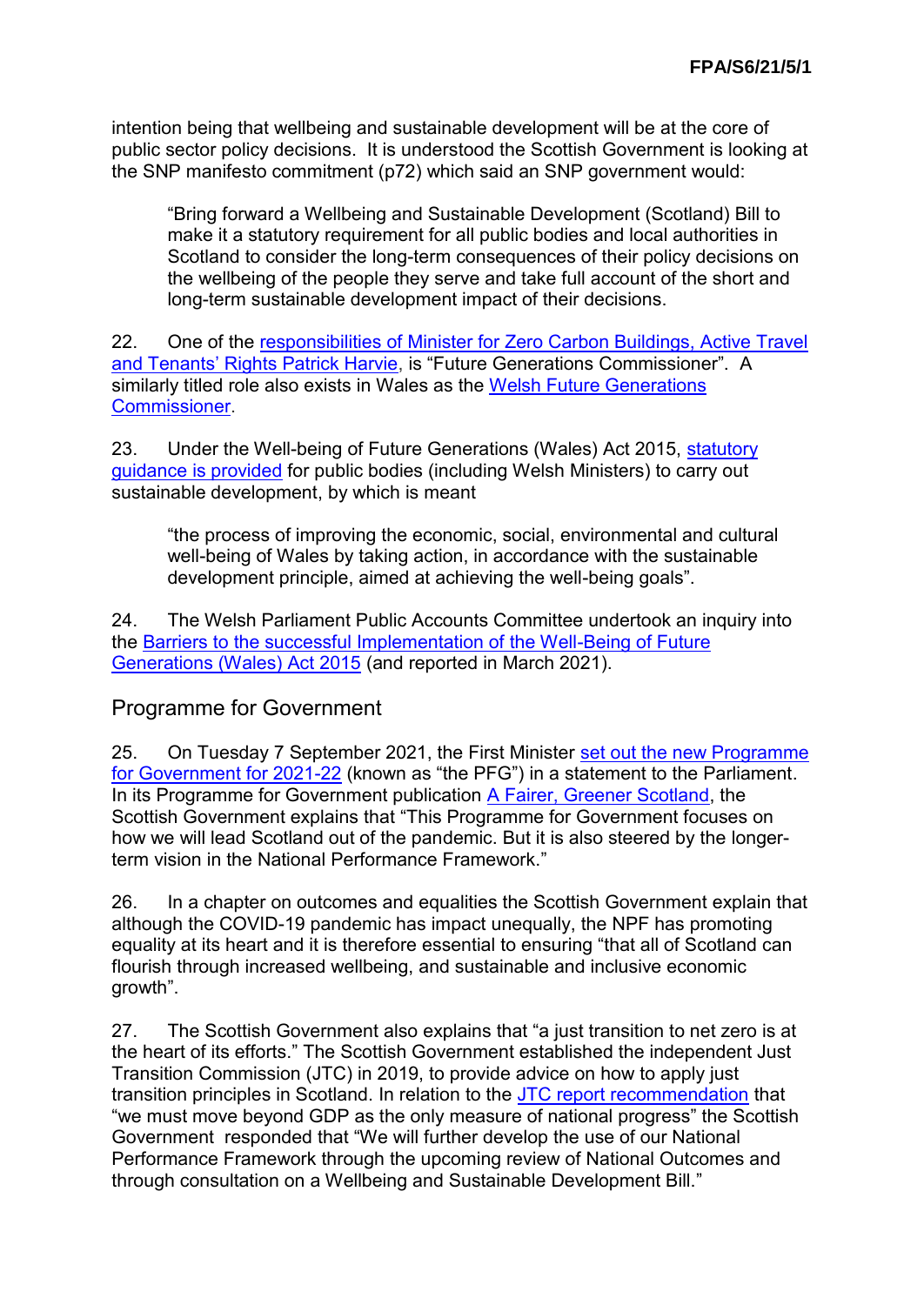intention being that wellbeing and sustainable development will be at the core of public sector policy decisions. It is understood the Scottish Government is looking at the SNP manifesto commitment (p72) which said an SNP government would:

> "Bring forward a Wellbeing and Sustainable Development (Scotland) Bill to make it a statutory requirement for all public bodies and local authorities in Scotland to consider the long-term consequences of their policy decisions on the wellbeing of the people they serve and take full account of the short and long-term sustainable development impact of their decisions.

22. One of the responsibilities of Minister for Zero Carbon Buildings, Active Travel and Tenants' Rights Patrick Harvie, is "Future Generations Commissioner". A similarly titled role also exists in Wales as the Welsh Future Generations Commissioner.

23. Under the Well-being of Future Generations (Wales) Act 2015, statutory guidance is provided for public bodies (including Welsh Ministers) to carry out sustainable development, by which is meant

> "the process of improving the economic, social, environmental and cultural well-being of Wales by taking action, in accordance with the sustainable development principle, aimed at achieving the well-being goals".

24. The Welsh Parliament Public Accounts Committee undertook an inquiry into the Barriers to the successful Implementation of the Well-Being of Future Generations (Wales) Act 2015 (and reported in March 2021).

## Programme for Government

25. On Tuesday 7 September 2021, the First Minister set out the new Programme for Government for 2021-22 (known as "the PFG") in a statement to the Parliament. In its Programme for Government publication A Fairer, Greener Scotland, the Scottish Government explains that "This Programme for Government focuses on how we will lead Scotland out of the pandemic. But it is also steered by the longer-term vision in the National Performance Framework."

26. In a chapter on outcomes and equalities the Scottish Government explain that although the COVID-19 pandemic has impact unequally, the NPF has promoting equality at its heart and it is therefore essential to ensuring "that all of Scotland can flourish through increased wellbeing, and sustainable and inclusive economic growth".

27. The Scottish Government also explains that "a just transition to net zero is at the heart of its efforts." The Scottish Government established the independent Just Transition Commission (JTC) in 2019, to provide advice on how to apply just transition principles in Scotland. In relation to the JTC report recommendation that "we must move beyond GDP as the only measure of national progress" the Scottish Government responded that "We will further develop the use of our National Performance Framework through the upcoming review of National Outcomes and through consultation on a Wellbeing and Sustainable Development Bill."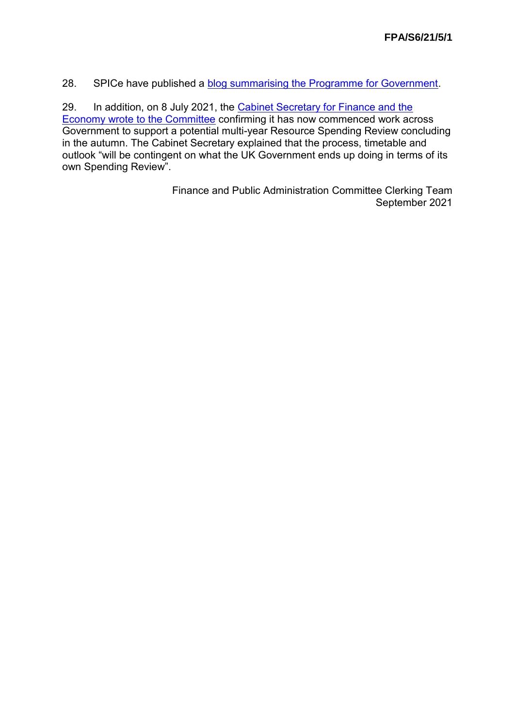28. SPICe have published a blog summarising the Programme for Government.

29. In addition, on 8 July 2021, the Cabinet Secretary for Finance and the Economy wrote to the Committee confirming it has now commenced work across Government to support a potential multi-year Resource Spending Review concluding in the autumn. The Cabinet Secretary explained that the process, timetable and outlook "will be contingent on what the UK Government ends up doing in terms of its own Spending Review".

Finance and Public Administration Committee Clerking Team
September 2021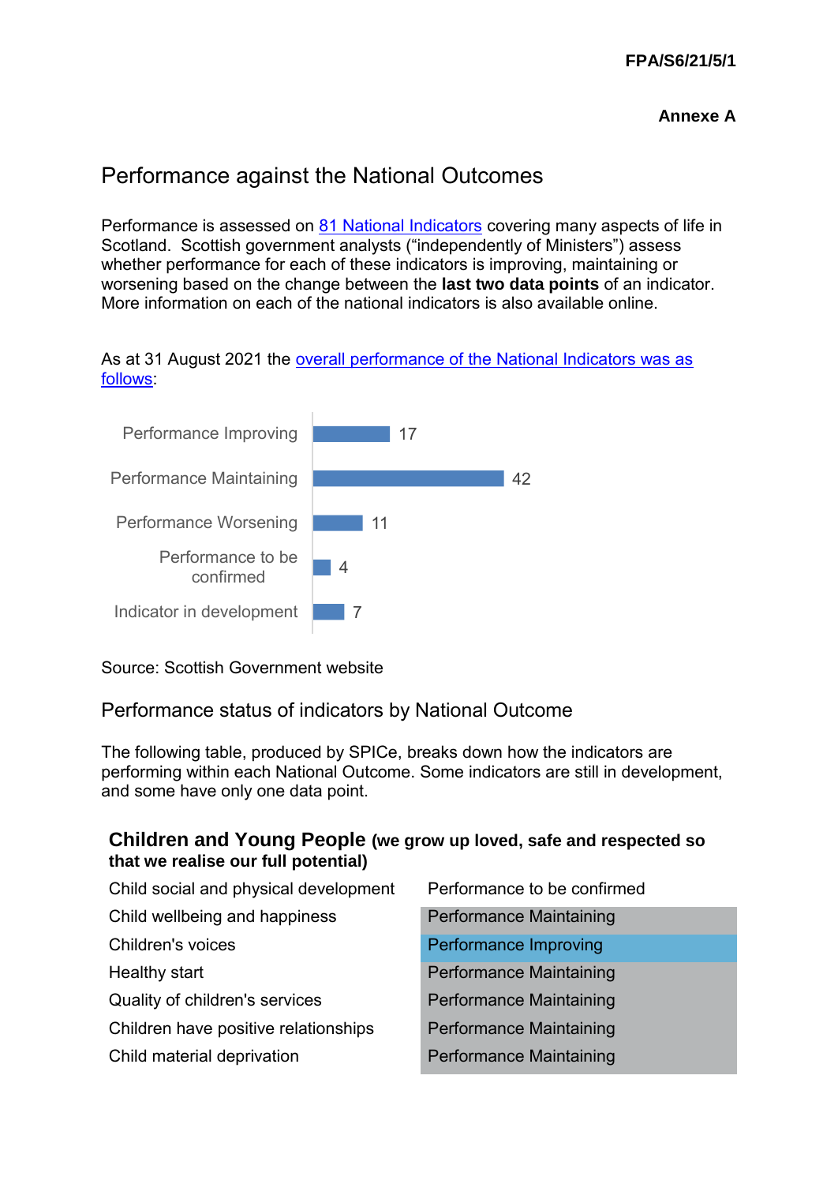FPA/S6/21/5/1

**Annexe A**

# Performance against the National Outcomes

Performance is assessed on 81 National Indicators covering many aspects of life in Scotland. Scottish government analysts ("independently of Ministers") assess whether performance for each of these indicators is improving, maintaining or worsening based on the change between the **last two data points** of an indicator. More information on each of the national indicators is also available online.

As at 31 August 2021 the overall performance of the National Indicators was as follows:

| Status | Number |
|---|---|
| Performance Improving | 17 |
| Performance Maintaining | 42 |
| Performance Worsening | 11 |
| Performance to be confirmed | 4 |
| Indicator in development | 7 |

Source: Scottish Government website

## Performance status of indicators by National Outcome

The following table, produced by SPICe, breaks down how the indicators are performing within each National Outcome. Some indicators are still in development, and some have only one data point.

### Children and Young People (we grow up loved, safe and respected so that we realise our full potential)

| Indicator | Performance |
|---|---|
| Child social and physical development | Performance to be confirmed |
| Child wellbeing and happiness | Performance Maintaining |
| Children's voices | Performance Improving |
| Healthy start | Performance Maintaining |
| Quality of children's services | Performance Maintaining |
| Children have positive relationships | Performance Maintaining |
| Child material deprivation | Performance Maintaining |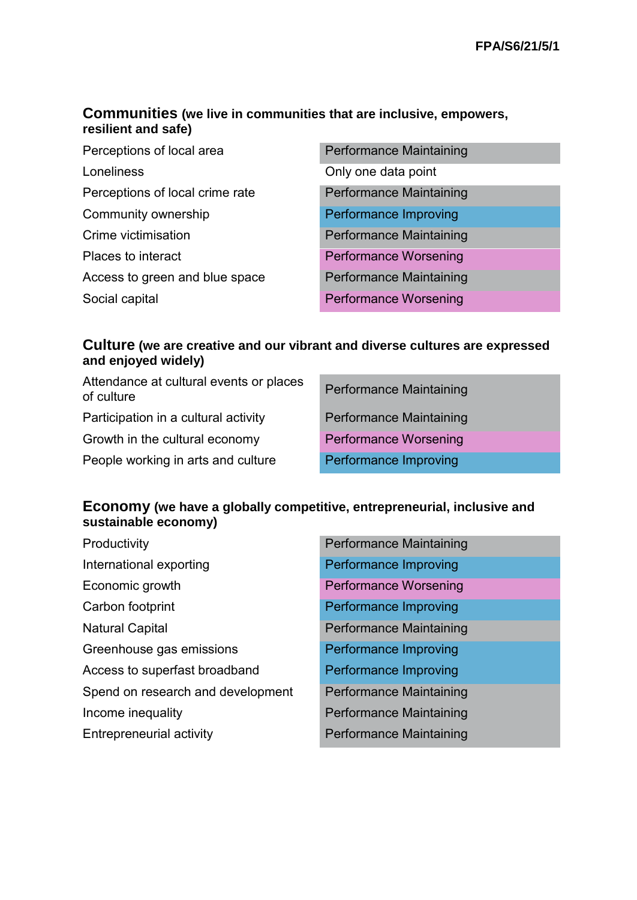**Communities** **(we live in communities that are inclusive, empowers, resilient and safe)**

| | |
|---|---|
| Perceptions of local area | Performance Maintaining |
| Loneliness | Only one data point |
| Perceptions of local crime rate | Performance Maintaining |
| Community ownership | Performance Improving |
| Crime victimisation | Performance Maintaining |
| Places to interact | Performance Worsening |
| Access to green and blue space | Performance Maintaining |
| Social capital | Performance Worsening |

**Culture** **(we are creative and our vibrant and diverse cultures are expressed and enjoyed widely)**

| | |
|---|---|
| Attendance at cultural events or places of culture | Performance Maintaining |
| Participation in a cultural activity | Performance Maintaining |
| Growth in the cultural economy | Performance Worsening |
| People working in arts and culture | Performance Improving |

**Economy** **(we have a globally competitive, entrepreneurial, inclusive and sustainable economy)**

| | |
|---|---|
| Productivity | Performance Maintaining |
| International exporting | Performance Improving |
| Economic growth | Performance Worsening |
| Carbon footprint | Performance Improving |
| Natural Capital | Performance Maintaining |
| Greenhouse gas emissions | Performance Improving |
| Access to superfast broadband | Performance Improving |
| Spend on research and development | Performance Maintaining |
| Income inequality | Performance Maintaining |
| Entrepreneurial activity | Performance Maintaining |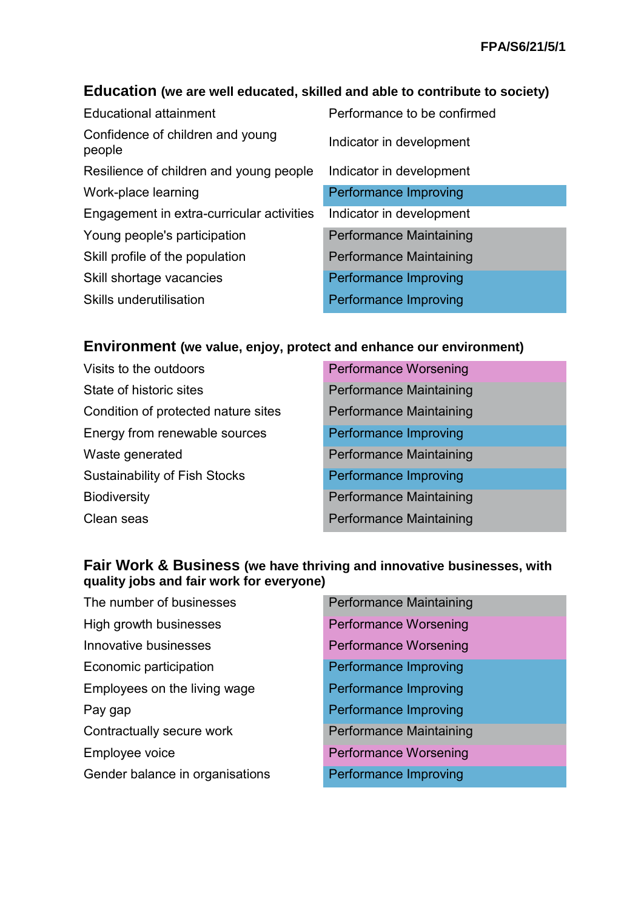## Education (we are well educated, skilled and able to contribute to society)

| Indicator | Performance |
|---|---|
| Educational attainment | Performance to be confirmed |
| Confidence of children and young people | Indicator in development |
| Resilience of children and young people | Indicator in development |
| Work-place learning | Performance Improving |
| Engagement in extra-curricular activities | Indicator in development |
| Young people's participation | Performance Maintaining |
| Skill profile of the population | Performance Maintaining |
| Skill shortage vacancies | Performance Improving |
| Skills underutilisation | Performance Improving |

## Environment (we value, enjoy, protect and enhance our environment)

| Indicator | Performance |
|---|---|
| Visits to the outdoors | Performance Worsening |
| State of historic sites | Performance Maintaining |
| Condition of protected nature sites | Performance Maintaining |
| Energy from renewable sources | Performance Improving |
| Waste generated | Performance Maintaining |
| Sustainability of Fish Stocks | Performance Improving |
| Biodiversity | Performance Maintaining |
| Clean seas | Performance Maintaining |

## Fair Work & Business (we have thriving and innovative businesses, with quality jobs and fair work for everyone)

| Indicator | Performance |
|---|---|
| The number of businesses | Performance Maintaining |
| High growth businesses | Performance Worsening |
| Innovative businesses | Performance Worsening |
| Economic participation | Performance Improving |
| Employees on the living wage | Performance Improving |
| Pay gap | Performance Improving |
| Contractually secure work | Performance Maintaining |
| Employee voice | Performance Worsening |
| Gender balance in organisations | Performance Improving |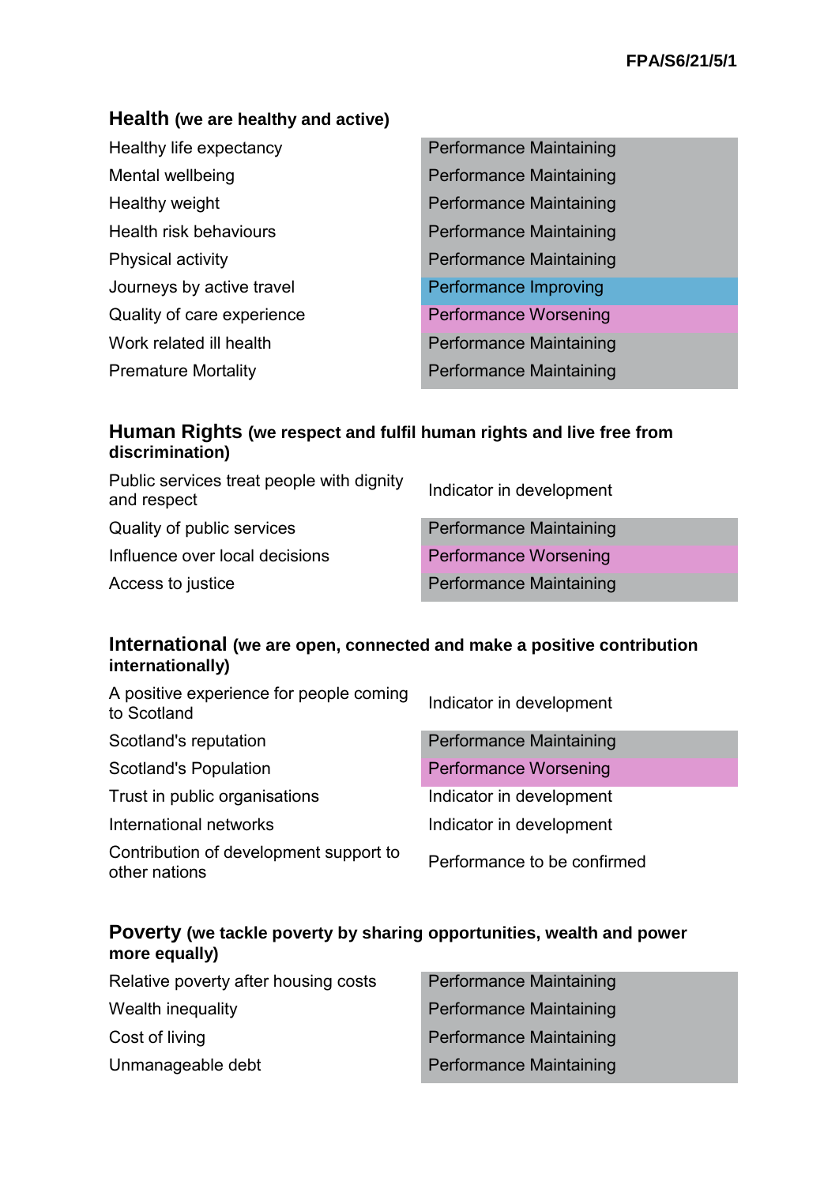## Health (we are healthy and active)

| Indicator | Performance |
|---|---|
| Healthy life expectancy | Performance Maintaining |
| Mental wellbeing | Performance Maintaining |
| Healthy weight | Performance Maintaining |
| Health risk behaviours | Performance Maintaining |
| Physical activity | Performance Maintaining |
| Journeys by active travel | Performance Improving |
| Quality of care experience | Performance Worsening |
| Work related ill health | Performance Maintaining |
| Premature Mortality | Performance Maintaining |

## Human Rights (we respect and fulfil human rights and live free from discrimination)

| Indicator | Performance |
|---|---|
| Public services treat people with dignity and respect | Indicator in development |
| Quality of public services | Performance Maintaining |
| Influence over local decisions | Performance Worsening |
| Access to justice | Performance Maintaining |

## International (we are open, connected and make a positive contribution internationally)

| Indicator | Performance |
|---|---|
| A positive experience for people coming to Scotland | Indicator in development |
| Scotland's reputation | Performance Maintaining |
| Scotland's Population | Performance Worsening |
| Trust in public organisations | Indicator in development |
| International networks | Indicator in development |
| Contribution of development support to other nations | Performance to be confirmed |

## Poverty (we tackle poverty by sharing opportunities, wealth and power more equally)

| Indicator | Performance |
|---|---|
| Relative poverty after housing costs | Performance Maintaining |
| Wealth inequality | Performance Maintaining |
| Cost of living | Performance Maintaining |
| Unmanageable debt | Performance Maintaining |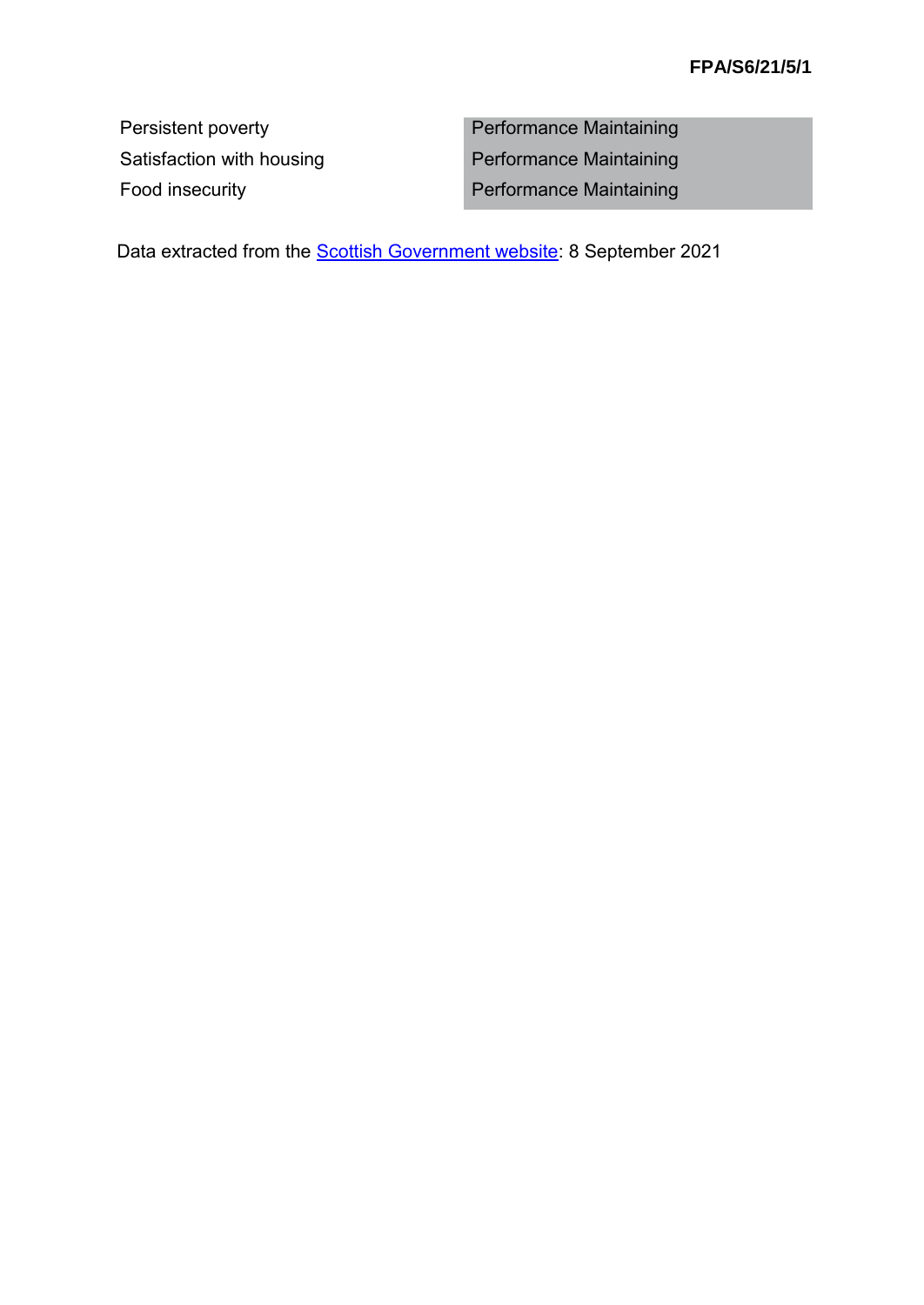| | |
|---|---|
| Persistent poverty | Performance Maintaining |
| Satisfaction with housing | Performance Maintaining |
| Food insecurity | Performance Maintaining |

Data extracted from the Scottish Government website: 8 September 2021